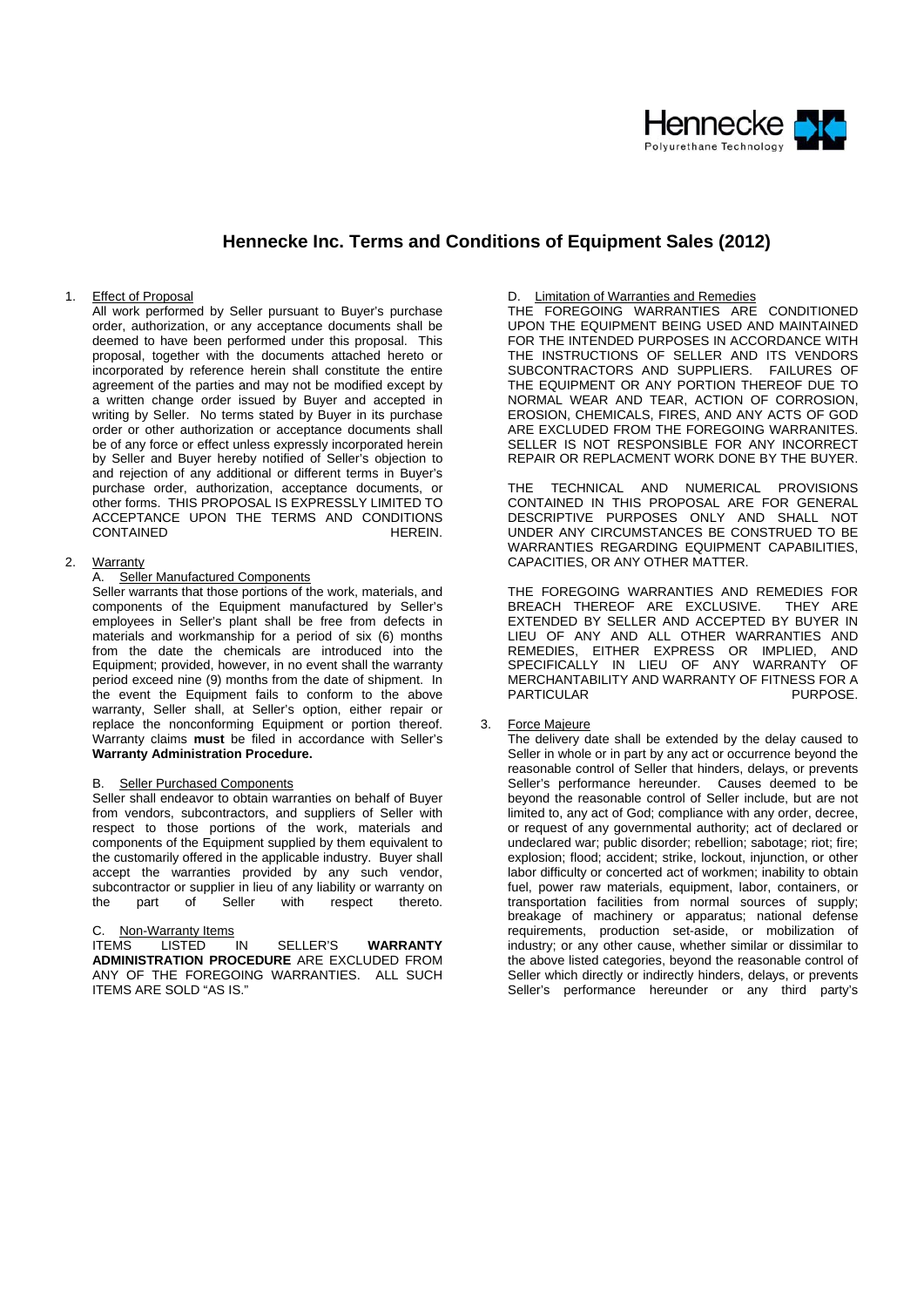# Hennecke Inc. Terms and Conditions of Equipment Sales (2012)

1. Effect of Proposal

   All work performed by Seller pursuant to Buyer's purchase order, authorization, or any acceptance documents shall be deemed to have been performed under this proposal. This proposal, together with the documents attached hereto or incorporated by reference herein shall constitute the entire agreement of the parties and may not be modified except by a written change order issued by Buyer and accepted in writing by Seller. No terms stated by Buyer in its purchase order or other authorization or acceptance documents shall be of any force or effect unless expressly incorporated herein by Seller and Buyer hereby notified of Seller's objection to and rejection of any additional or different terms in Buyer's purchase order, authorization, acceptance documents, or other forms. THIS PROPOSAL IS EXPRESSLY LIMITED TO ACCEPTANCE UPON THE TERMS AND CONDITIONS CONTAINED HEREIN.

2. Warranty

   A. Seller Manufactured Components

   Seller warrants that those portions of the work, materials, and components of the Equipment manufactured by Seller's employees in Seller's plant shall be free from defects in materials and workmanship for a period of six (6) months from the date the chemicals are introduced into the Equipment; provided, however, in no event shall the warranty period exceed nine (9) months from the date of shipment. In the event the Equipment fails to conform to the above warranty, Seller shall, at Seller's option, either repair or replace the nonconforming Equipment or portion thereof. Warranty claims **must** be filed in accordance with Seller's **Warranty Administration Procedure.**

   B. Seller Purchased Components

   Seller shall endeavor to obtain warranties on behalf of Buyer from vendors, subcontractors, and suppliers of Seller with respect to those portions of the work, materials and components of the Equipment supplied by them equivalent to the customarily offered in the applicable industry. Buyer shall accept the warranties provided by any such vendor, subcontractor or supplier in lieu of any liability or warranty on the part of Seller with respect thereto.

   C. Non-Warranty Items

   ITEMS LISTED IN SELLER'S **WARRANTY ADMINISTRATION PROCEDURE** ARE EXCLUDED FROM ANY OF THE FOREGOING WARRANTIES. ALL SUCH ITEMS ARE SOLD "AS IS."

   D. Limitation of Warranties and Remedies

   THE FOREGOING WARRANTIES ARE CONDITIONED UPON THE EQUIPMENT BEING USED AND MAINTAINED FOR THE INTENDED PURPOSES IN ACCORDANCE WITH THE INSTRUCTIONS OF SELLER AND ITS VENDORS SUBCONTRACTORS AND SUPPLIERS. FAILURES OF THE EQUIPMENT OR ANY PORTION THEREOF DUE TO NORMAL WEAR AND TEAR, ACTION OF CORROSION, EROSION, CHEMICALS, FIRES, AND ANY ACTS OF GOD ARE EXCLUDED FROM THE FOREGOING WARRANITES. SELLER IS NOT RESPONSIBLE FOR ANY INCORRECT REPAIR OR REPLACMENT WORK DONE BY THE BUYER.

   THE TECHNICAL AND NUMERICAL PROVISIONS CONTAINED IN THIS PROPOSAL ARE FOR GENERAL DESCRIPTIVE PURPOSES ONLY AND SHALL NOT UNDER ANY CIRCUMSTANCES BE CONSTRUED TO BE WARRANTIES REGARDING EQUIPMENT CAPABILITIES, CAPACITIES, OR ANY OTHER MATTER.

   THE FOREGOING WARRANTIES AND REMEDIES FOR BREACH THEREOF ARE EXCLUSIVE. THEY ARE EXTENDED BY SELLER AND ACCEPTED BY BUYER IN LIEU OF ANY AND ALL OTHER WARRANTIES AND REMEDIES, EITHER EXPRESS OR IMPLIED, AND SPECIFICALLY IN LIEU OF ANY WARRANTY OF MERCHANTABILITY AND WARRANTY OF FITNESS FOR A PARTICULAR PURPOSE.

3. Force Majeure

   The delivery date shall be extended by the delay caused to Seller in whole or in part by any act or occurrence beyond the reasonable control of Seller that hinders, delays, or prevents Seller's performance hereunder. Causes deemed to be beyond the reasonable control of Seller include, but are not limited to, any act of God; compliance with any order, decree, or request of any governmental authority; act of declared or undeclared war; public disorder; rebellion; sabotage; riot; fire; explosion; flood; accident; strike, lockout, injunction, or other labor difficulty or concerted act of workmen; inability to obtain fuel, power raw materials, equipment, labor, containers, or transportation facilities from normal sources of supply; breakage of machinery or apparatus; national defense requirements, production set-aside, or mobilization of industry; or any other cause, whether similar or dissimilar to the above listed categories, beyond the reasonable control of Seller which directly or indirectly hinders, delays, or prevents Seller's performance hereunder or any third party's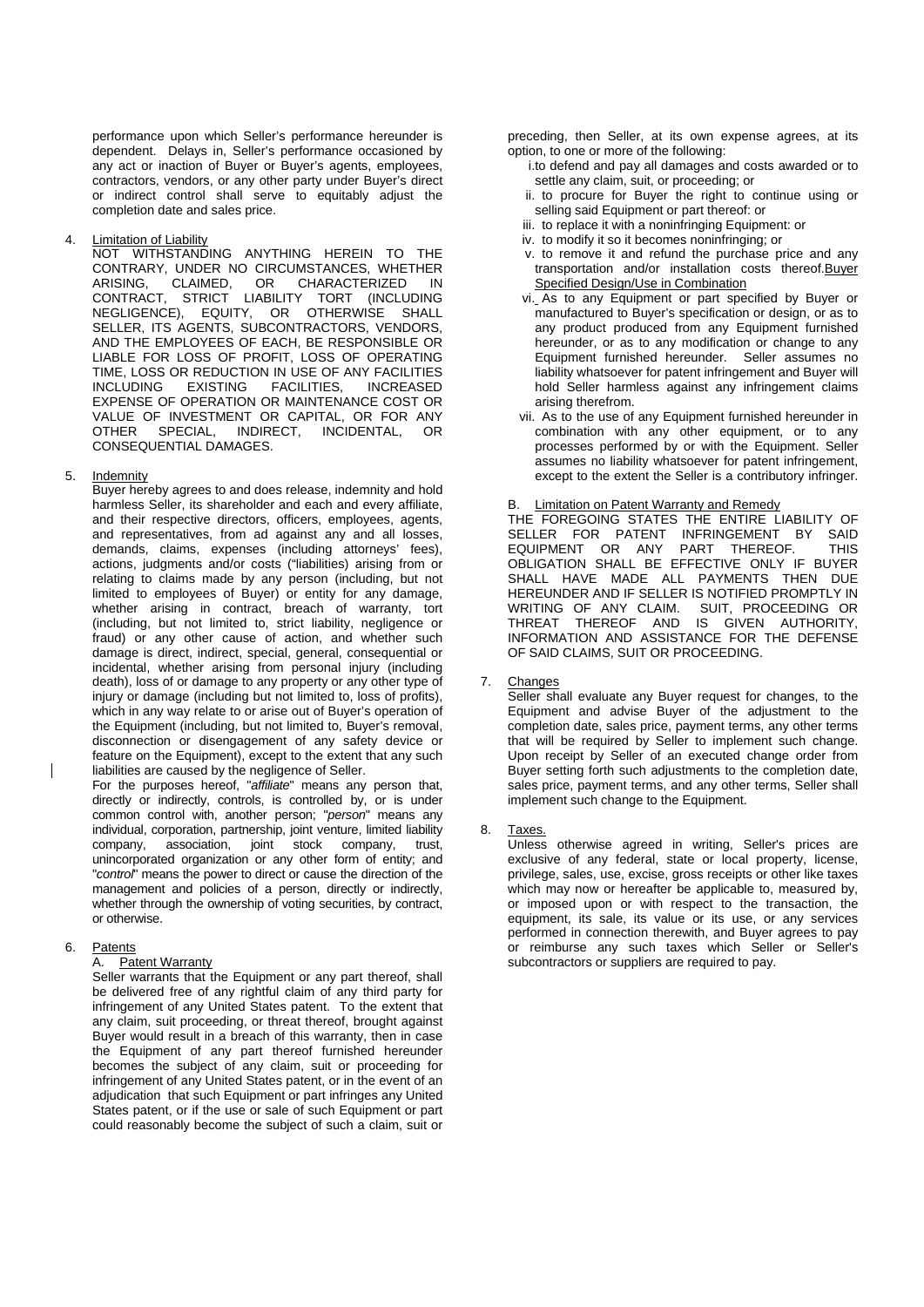performance upon which Seller's performance hereunder is dependent. Delays in, Seller's performance occasioned by any act or inaction of Buyer or Buyer's agents, employees, contractors, vendors, or any other party under Buyer's direct or indirect control shall serve to equitably adjust the completion date and sales price.

4. Limitation of Liability

NOT WITHSTANDING ANYTHING HEREIN TO THE CONTRARY, UNDER NO CIRCUMSTANCES, WHETHER ARISING, CLAIMED, OR CHARACTERIZED IN CONTRACT, STRICT LIABILITY TORT (INCLUDING NEGLIGENCE), EQUITY, OR OTHERWISE SHALL SELLER, ITS AGENTS, SUBCONTRACTORS, VENDORS, AND THE EMPLOYEES OF EACH, BE RESPONSIBLE OR LIABLE FOR LOSS OF PROFIT, LOSS OF OPERATING TIME, LOSS OR REDUCTION IN USE OF ANY FACILITIES INCLUDING EXISTING FACILITIES, INCREASED EXPENSE OF OPERATION OR MAINTENANCE COST OR VALUE OF INVESTMENT OR CAPITAL, OR FOR ANY OTHER SPECIAL, INDIRECT, INCIDENTAL, OR CONSEQUENTIAL DAMAGES.

5. Indemnity

Buyer hereby agrees to and does release, indemnity and hold harmless Seller, its shareholder and each and every affiliate, and their respective directors, officers, employees, agents, and representatives, from ad against any and all losses, demands, claims, expenses (including attorneys' fees), actions, judgments and/or costs ("liabilities) arising from or relating to claims made by any person (including, but not limited to employees of Buyer) or entity for any damage, whether arising in contract, breach of warranty, tort (including, but not limited to, strict liability, negligence or fraud) or any other cause of action, and whether such damage is direct, indirect, special, general, consequential or incidental, whether arising from personal injury (including death), loss of or damage to any property or any other type of injury or damage (including but not limited to, loss of profits), which in any way relate to or arise out of Buyer's operation of the Equipment (including, but not limited to, Buyer's removal, disconnection or disengagement of any safety device or feature on the Equipment), except to the extent that any such liabilities are caused by the negligence of Seller.

For the purposes hereof, "*affiliate*" means any person that, directly or indirectly, controls, is controlled by, or is under common control with, another person; "*person*" means any individual, corporation, partnership, joint venture, limited liability company, association, joint stock company, trust, unincorporated organization or any other form of entity; and "*control*" means the power to direct or cause the direction of the management and policies of a person, directly or indirectly, whether through the ownership of voting securities, by contract, or otherwise.

6. Patents

A. Patent Warranty

Seller warrants that the Equipment or any part thereof, shall be delivered free of any rightful claim of any third party for infringement of any United States patent. To the extent that any claim, suit proceeding, or threat thereof, brought against Buyer would result in a breach of this warranty, then in case the Equipment of any part thereof furnished hereunder becomes the subject of any claim, suit or proceeding for infringement of any United States patent, or in the event of an adjudication that such Equipment or part infringes any United States patent, or if the use or sale of such Equipment or part could reasonably become the subject of such a claim, suit or preceding, then Seller, at its own expense agrees, at its option, to one or more of the following:

i. to defend and pay all damages and costs awarded or to settle any claim, suit, or proceeding; or
ii. to procure for Buyer the right to continue using or selling said Equipment or part thereof: or
iii. to replace it with a noninfringing Equipment: or
iv. to modify it so it becomes noninfringing; or
v. to remove it and refund the purchase price and any transportation and/or installation costs thereof.Buyer Specified Design/Use in Combination
vi. As to any Equipment or part specified by Buyer or manufactured to Buyer's specification or design, or as to any product produced from any Equipment furnished hereunder, or as to any modification or change to any Equipment furnished hereunder. Seller assumes no liability whatsoever for patent infringement and Buyer will hold Seller harmless against any infringement claims arising therefrom.
vii. As to the use of any Equipment furnished hereunder in combination with any other equipment, or to any processes performed by or with the Equipment. Seller assumes no liability whatsoever for patent infringement, except to the extent the Seller is a contributory infringer.

B. Limitation on Patent Warranty and Remedy

THE FOREGOING STATES THE ENTIRE LIABILITY OF SELLER FOR PATENT INFRINGEMENT BY SAID EQUIPMENT OR ANY PART THEREOF. THIS OBLIGATION SHALL BE EFFECTIVE ONLY IF BUYER SHALL HAVE MADE ALL PAYMENTS THEN DUE HEREUNDER AND IF SELLER IS NOTIFIED PROMPTLY IN WRITING OF ANY CLAIM. SUIT, PROCEEDING OR THREAT THEREOF AND IS GIVEN AUTHORITY, INFORMATION AND ASSISTANCE FOR THE DEFENSE OF SAID CLAIMS, SUIT OR PROCEEDING.

7. Changes

Seller shall evaluate any Buyer request for changes, to the Equipment and advise Buyer of the adjustment to the completion date, sales price, payment terms, any other terms that will be required by Seller to implement such change. Upon receipt by Seller of an executed change order from Buyer setting forth such adjustments to the completion date, sales price, payment terms, and any other terms, Seller shall implement such change to the Equipment.

8. Taxes.

Unless otherwise agreed in writing, Seller's prices are exclusive of any federal, state or local property, license, privilege, sales, use, excise, gross receipts or other like taxes which may now or hereafter be applicable to, measured by, or imposed upon or with respect to the transaction, the equipment, its sale, its value or its use, or any services performed in connection therewith, and Buyer agrees to pay or reimburse any such taxes which Seller or Seller's subcontractors or suppliers are required to pay.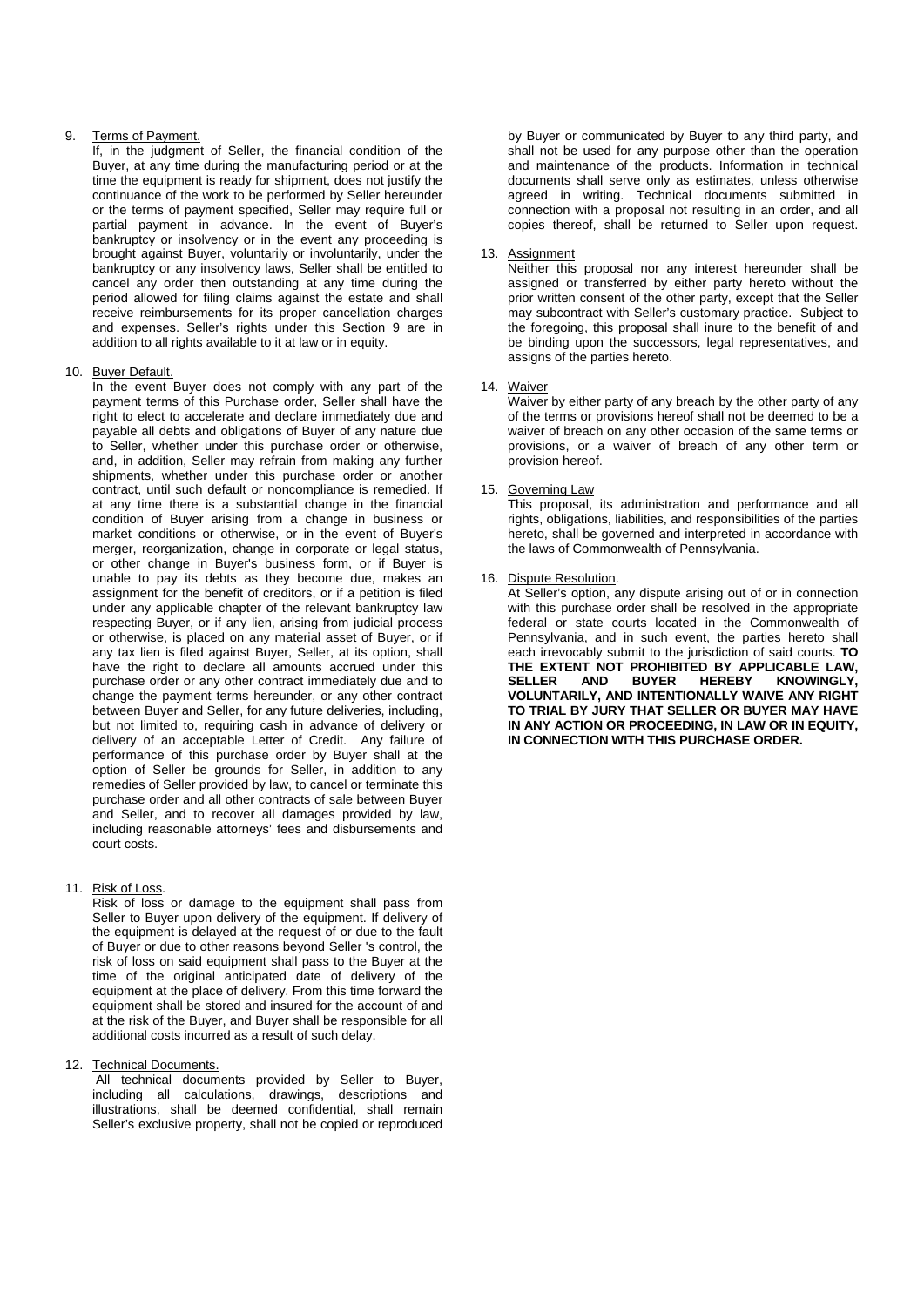9. Terms of Payment.
   If, in the judgment of Seller, the financial condition of the Buyer, at any time during the manufacturing period or at the time the equipment is ready for shipment, does not justify the continuance of the work to be performed by Seller hereunder or the terms of payment specified, Seller may require full or partial payment in advance. In the event of Buyer's bankruptcy or insolvency or in the event any proceeding is brought against Buyer, voluntarily or involuntarily, under the bankruptcy or any insolvency laws, Seller shall be entitled to cancel any order then outstanding at any time during the period allowed for filing claims against the estate and shall receive reimbursements for its proper cancellation charges and expenses. Seller's rights under this Section 9 are in addition to all rights available to it at law or in equity.

10. Buyer Default.
    In the event Buyer does not comply with any part of the payment terms of this Purchase order, Seller shall have the right to elect to accelerate and declare immediately due and payable all debts and obligations of Buyer of any nature due to Seller, whether under this purchase order or otherwise, and, in addition, Seller may refrain from making any further shipments, whether under this purchase order or another contract, until such default or noncompliance is remedied. If at any time there is a substantial change in the financial condition of Buyer arising from a change in business or market conditions or otherwise, or in the event of Buyer's merger, reorganization, change in corporate or legal status, or other change in Buyer's business form, or if Buyer is unable to pay its debts as they become due, makes an assignment for the benefit of creditors, or if a petition is filed under any applicable chapter of the relevant bankruptcy law respecting Buyer, or if any lien, arising from judicial process or otherwise, is placed on any material asset of Buyer, or if any tax lien is filed against Buyer, Seller, at its option, shall have the right to declare all amounts accrued under this purchase order or any other contract immediately due and to change the payment terms hereunder, or any other contract between Buyer and Seller, for any future deliveries, including, but not limited to, requiring cash in advance of delivery or delivery of an acceptable Letter of Credit. Any failure of performance of this purchase order by Buyer shall at the option of Seller be grounds for Seller, in addition to any remedies of Seller provided by law, to cancel or terminate this purchase order and all other contracts of sale between Buyer and Seller, and to recover all damages provided by law, including reasonable attorneys' fees and disbursements and court costs.

11. Risk of Loss.
    Risk of loss or damage to the equipment shall pass from Seller to Buyer upon delivery of the equipment. If delivery of the equipment is delayed at the request of or due to the fault of Buyer or due to other reasons beyond Seller 's control, the risk of loss on said equipment shall pass to the Buyer at the time of the original anticipated date of delivery of the equipment at the place of delivery. From this time forward the equipment shall be stored and insured for the account of and at the risk of the Buyer, and Buyer shall be responsible for all additional costs incurred as a result of such delay.

12. Technical Documents.
    All technical documents provided by Seller to Buyer, including all calculations, drawings, descriptions and illustrations, shall be deemed confidential, shall remain Seller's exclusive property, shall not be copied or reproduced by Buyer or communicated by Buyer to any third party, and shall not be used for any purpose other than the operation and maintenance of the products. Information in technical documents shall serve only as estimates, unless otherwise agreed in writing. Technical documents submitted in connection with a proposal not resulting in an order, and all copies thereof, shall be returned to Seller upon request.

13. Assignment
    Neither this proposal nor any interest hereunder shall be assigned or transferred by either party hereto without the prior written consent of the other party, except that the Seller may subcontract with Seller's customary practice. Subject to the foregoing, this proposal shall inure to the benefit of and be binding upon the successors, legal representatives, and assigns of the parties hereto.

14. Waiver
    Waiver by either party of any breach by the other party of any of the terms or provisions hereof shall not be deemed to be a waiver of breach on any other occasion of the same terms or provisions, or a waiver of breach of any other term or provision hereof.

15. Governing Law
    This proposal, its administration and performance and all rights, obligations, liabilities, and responsibilities of the parties hereto, shall be governed and interpreted in accordance with the laws of Commonwealth of Pennsylvania.

16. Dispute Resolution.
    At Seller's option, any dispute arising out of or in connection with this purchase order shall be resolved in the appropriate federal or state courts located in the Commonwealth of Pennsylvania, and in such event, the parties hereto shall each irrevocably submit to the jurisdiction of said courts. **TO THE EXTENT NOT PROHIBITED BY APPLICABLE LAW, SELLER AND BUYER HEREBY KNOWINGLY, VOLUNTARILY, AND INTENTIONALLY WAIVE ANY RIGHT TO TRIAL BY JURY THAT SELLER OR BUYER MAY HAVE IN ANY ACTION OR PROCEEDING, IN LAW OR IN EQUITY, IN CONNECTION WITH THIS PURCHASE ORDER.**